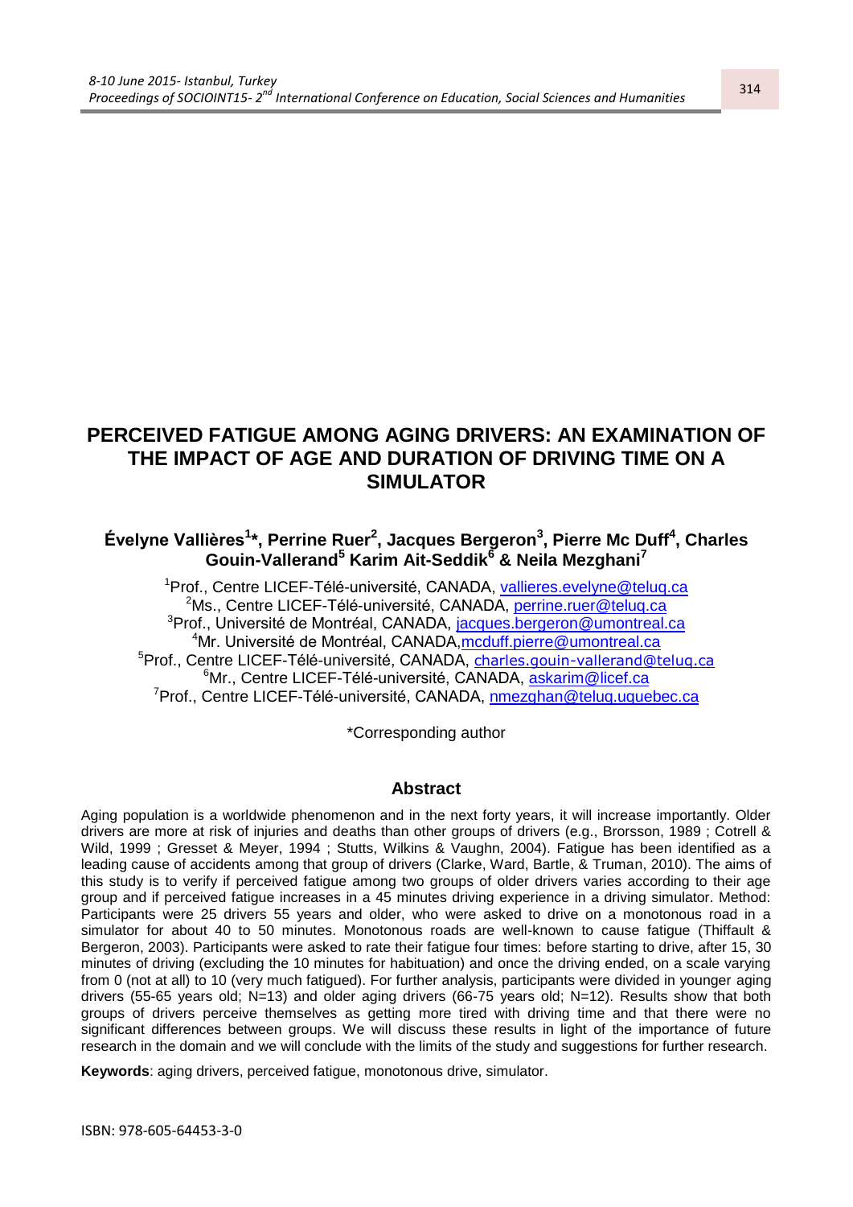# PERCEIVED FATIGUE AMONG AGING DRIVERS: AN EXAMINATION OF THE IMPACT OF AGE AND DURATION OF DRIVING TIME ON A SIMULATOR

**Évelyne Vallières[1]\*, Perrine Ruer[2], Jacques Bergeron[3], Pierre Mc Duff[4], Charles Gouin-Vallerand[5] Karim Ait-Seddik[6] & Neila Mezghani[7]**

[1]Prof., Centre LICEF-Télé-université, CANADA, vallieres.evelyne@teluq.ca
[2]Ms., Centre LICEF-Télé-université, CANADA, perrine.ruer@teluq.ca
[3]Prof., Université de Montréal, CANADA, jacques.bergeron@umontreal.ca
[4]Mr. Université de Montréal, CANADA, mcduff.pierre@umontreal.ca
[5]Prof., Centre LICEF-Télé-université, CANADA, charles.gouin-vallerand@teluq.ca
[6]Mr., Centre LICEF-Télé-université, CANADA, askarim@licef.ca
[7]Prof., Centre LICEF-Télé-université, CANADA, nmezghan@teluq.uquebec.ca

\*Corresponding author

## Abstract

Aging population is a worldwide phenomenon and in the next forty years, it will increase importantly. Older drivers are more at risk of injuries and deaths than other groups of drivers (e.g., Brorsson, 1989 ; Cotrell & Wild, 1999 ; Gresset & Meyer, 1994 ; Stutts, Wilkins & Vaughn, 2004). Fatigue has been identified as a leading cause of accidents among that group of drivers (Clarke, Ward, Bartle, & Truman, 2010). The aims of this study is to verify if perceived fatigue among two groups of older drivers varies according to their age group and if perceived fatigue increases in a 45 minutes driving experience in a driving simulator. Method: Participants were 25 drivers 55 years and older, who were asked to drive on a monotonous road in a simulator for about 40 to 50 minutes. Monotonous roads are well-known to cause fatigue (Thiffault & Bergeron, 2003). Participants were asked to rate their fatigue four times: before starting to drive, after 15, 30 minutes of driving (excluding the 10 minutes for habituation) and once the driving ended, on a scale varying from 0 (not at all) to 10 (very much fatigued). For further analysis, participants were divided in younger aging drivers (55-65 years old; N=13) and older aging drivers (66-75 years old; N=12). Results show that both groups of drivers perceive themselves as getting more tired with driving time and that there were no significant differences between groups. We will discuss these results in light of the importance of future research in the domain and we will conclude with the limits of the study and suggestions for further research.

**Keywords**: aging drivers, perceived fatigue, monotonous drive, simulator.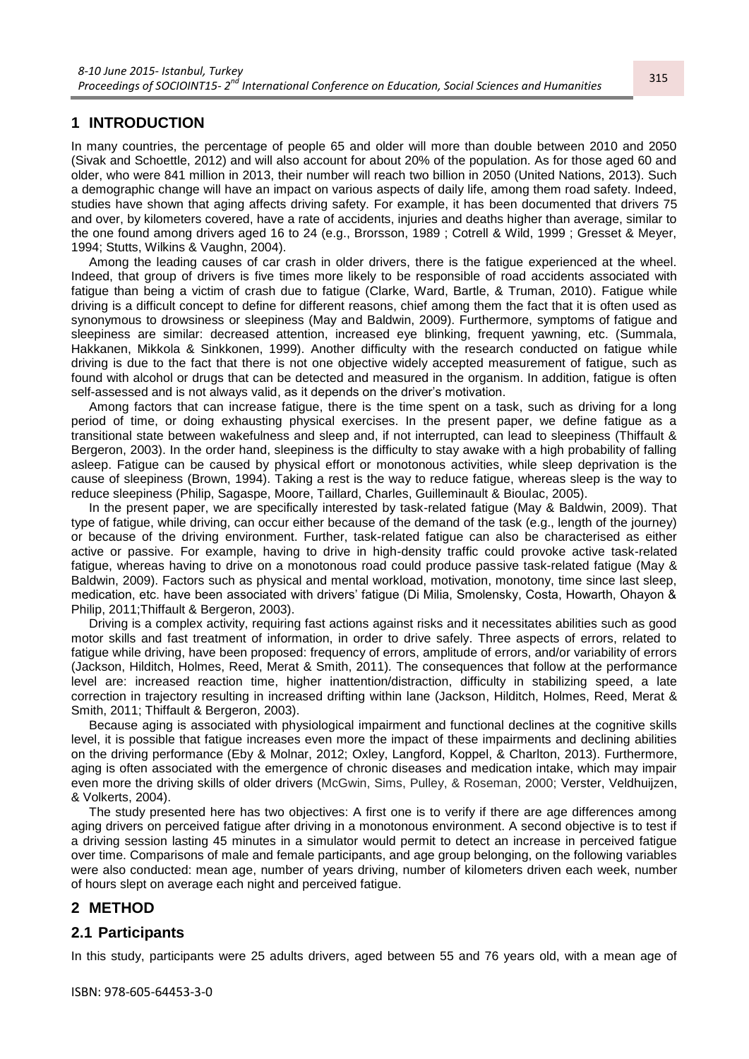## 1 INTRODUCTION

In many countries, the percentage of people 65 and older will more than double between 2010 and 2050 (Sivak and Schoettle, 2012) and will also account for about 20% of the population. As for those aged 60 and older, who were 841 million in 2013, their number will reach two billion in 2050 (United Nations, 2013). Such a demographic change will have an impact on various aspects of daily life, among them road safety. Indeed, studies have shown that aging affects driving safety. For example, it has been documented that drivers 75 and over, by kilometers covered, have a rate of accidents, injuries and deaths higher than average, similar to the one found among drivers aged 16 to 24 (e.g., Brorsson, 1989 ; Cotrell & Wild, 1999 ; Gresset & Meyer, 1994; Stutts, Wilkins & Vaughn, 2004).

Among the leading causes of car crash in older drivers, there is the fatigue experienced at the wheel. Indeed, that group of drivers is five times more likely to be responsible of road accidents associated with fatigue than being a victim of crash due to fatigue (Clarke, Ward, Bartle, & Truman, 2010). Fatigue while driving is a difficult concept to define for different reasons, chief among them the fact that it is often used as synonymous to drowsiness or sleepiness (May and Baldwin, 2009). Furthermore, symptoms of fatigue and sleepiness are similar: decreased attention, increased eye blinking, frequent yawning, etc. (Summala, Hakkanen, Mikkola & Sinkkonen, 1999). Another difficulty with the research conducted on fatigue while driving is due to the fact that there is not one objective widely accepted measurement of fatigue, such as found with alcohol or drugs that can be detected and measured in the organism. In addition, fatigue is often self-assessed and is not always valid, as it depends on the driver's motivation.

Among factors that can increase fatigue, there is the time spent on a task, such as driving for a long period of time, or doing exhausting physical exercises. In the present paper, we define fatigue as a transitional state between wakefulness and sleep and, if not interrupted, can lead to sleepiness (Thiffault & Bergeron, 2003). In the order hand, sleepiness is the difficulty to stay awake with a high probability of falling asleep. Fatigue can be caused by physical effort or monotonous activities, while sleep deprivation is the cause of sleepiness (Brown, 1994). Taking a rest is the way to reduce fatigue, whereas sleep is the way to reduce sleepiness (Philip, Sagaspe, Moore, Taillard, Charles, Guilleminault & Bioulac, 2005).

In the present paper, we are specifically interested by task-related fatigue (May & Baldwin, 2009). That type of fatigue, while driving, can occur either because of the demand of the task (e.g., length of the journey) or because of the driving environment. Further, task-related fatigue can also be characterised as either active or passive. For example, having to drive in high-density traffic could provoke active task-related fatigue, whereas having to drive on a monotonous road could produce passive task-related fatigue (May & Baldwin, 2009). Factors such as physical and mental workload, motivation, monotony, time since last sleep, medication, etc. have been associated with drivers' fatigue (Di Milia, Smolensky, Costa, Howarth, Ohayon & Philip, 2011;Thiffault & Bergeron, 2003).

Driving is a complex activity, requiring fast actions against risks and it necessitates abilities such as good motor skills and fast treatment of information, in order to drive safely. Three aspects of errors, related to fatigue while driving, have been proposed: frequency of errors, amplitude of errors, and/or variability of errors (Jackson, Hilditch, Holmes, Reed, Merat & Smith, 2011). The consequences that follow at the performance level are: increased reaction time, higher inattention/distraction, difficulty in stabilizing speed, a late correction in trajectory resulting in increased drifting within lane (Jackson, Hilditch, Holmes, Reed, Merat & Smith, 2011; Thiffault & Bergeron, 2003).

Because aging is associated with physiological impairment and functional declines at the cognitive skills level, it is possible that fatigue increases even more the impact of these impairments and declining abilities on the driving performance (Eby & Molnar, 2012; Oxley, Langford, Koppel, & Charlton, 2013). Furthermore, aging is often associated with the emergence of chronic diseases and medication intake, which may impair even more the driving skills of older drivers (McGwin, Sims, Pulley, & Roseman, 2000; Verster, Veldhuijzen, & Volkerts, 2004).

The study presented here has two objectives: A first one is to verify if there are age differences among aging drivers on perceived fatigue after driving in a monotonous environment. A second objective is to test if a driving session lasting 45 minutes in a simulator would permit to detect an increase in perceived fatigue over time. Comparisons of male and female participants, and age group belonging, on the following variables were also conducted: mean age, number of years driving, number of kilometers driven each week, number of hours slept on average each night and perceived fatigue.

## 2 METHOD

### 2.1 Participants

In this study, participants were 25 adults drivers, aged between 55 and 76 years old, with a mean age of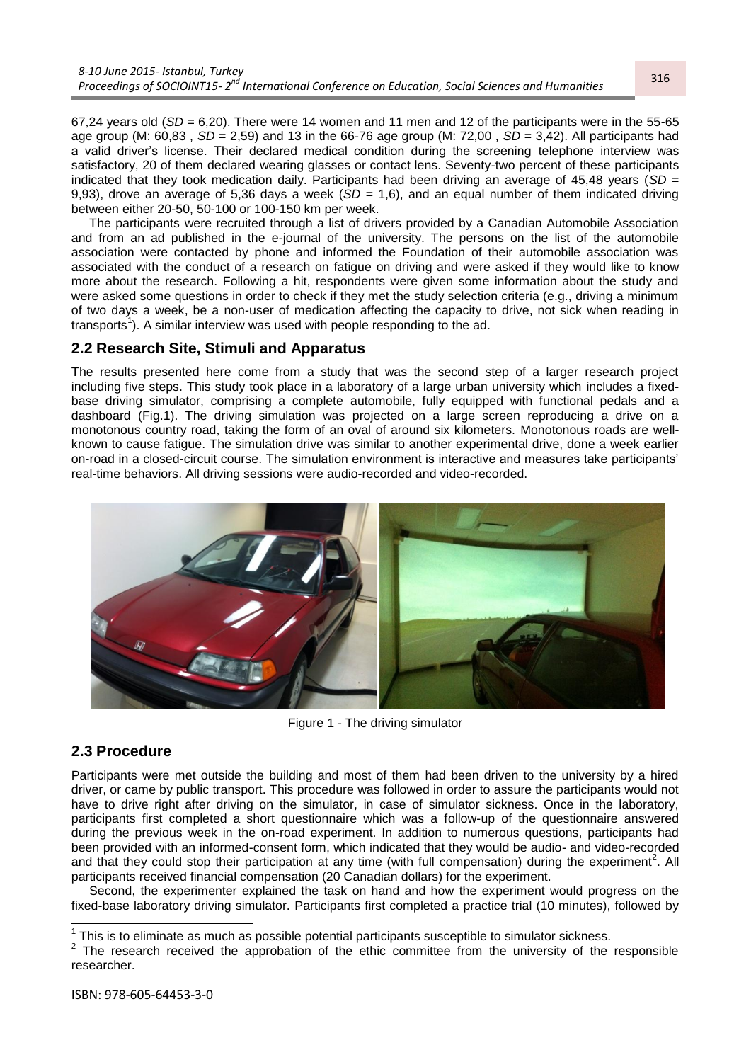67,24 years old (*SD* = 6,20). There were 14 women and 11 men and 12 of the participants were in the 55-65 age group (M: 60,83 , *SD* = 2,59) and 13 in the 66-76 age group (M: 72,00 , *SD* = 3,42). All participants had a valid driver's license. Their declared medical condition during the screening telephone interview was satisfactory, 20 of them declared wearing glasses or contact lens. Seventy-two percent of these participants indicated that they took medication daily. Participants had been driving an average of 45,48 years (*SD* = 9,93), drove an average of 5,36 days a week (*SD* = 1,6), and an equal number of them indicated driving between either 20-50, 50-100 or 100-150 km per week.

The participants were recruited through a list of drivers provided by a Canadian Automobile Association and from an ad published in the e-journal of the university. The persons on the list of the automobile association were contacted by phone and informed the Foundation of their automobile association was associated with the conduct of a research on fatigue on driving and were asked if they would like to know more about the research. Following a hit, respondents were given some information about the study and were asked some questions in order to check if they met the study selection criteria (e.g., driving a minimum of two days a week, be a non-user of medication affecting the capacity to drive, not sick when reading in transports[1]). A similar interview was used with people responding to the ad.

## 2.2 Research Site, Stimuli and Apparatus

The results presented here come from a study that was the second step of a larger research project including five steps. This study took place in a laboratory of a large urban university which includes a fixed-base driving simulator, comprising a complete automobile, fully equipped with functional pedals and a dashboard (Fig.1). The driving simulation was projected on a large screen reproducing a drive on a monotonous country road, taking the form of an oval of around six kilometers. Monotonous roads are well-known to cause fatigue. The simulation drive was similar to another experimental drive, done a week earlier on-road in a closed-circuit course. The simulation environment is interactive and measures take participants' real-time behaviors. All driving sessions were audio-recorded and video-recorded.

Figure 1 - The driving simulator

## 2.3 Procedure

Participants were met outside the building and most of them had been driven to the university by a hired driver, or came by public transport. This procedure was followed in order to assure the participants would not have to drive right after driving on the simulator, in case of simulator sickness. Once in the laboratory, participants first completed a short questionnaire which was a follow-up of the questionnaire answered during the previous week in the on-road experiment. In addition to numerous questions, participants had been provided with an informed-consent form, which indicated that they would be audio- and video-recorded and that they could stop their participation at any time (with full compensation) during the experiment[2]. All participants received financial compensation (20 Canadian dollars) for the experiment.

Second, the experimenter explained the task on hand and how the experiment would progress on the fixed-base laboratory driving simulator. Participants first completed a practice trial (10 minutes), followed by

[1] This is to eliminate as much as possible potential participants susceptible to simulator sickness.

[2] The research received the approbation of the ethic committee from the university of the responsible researcher.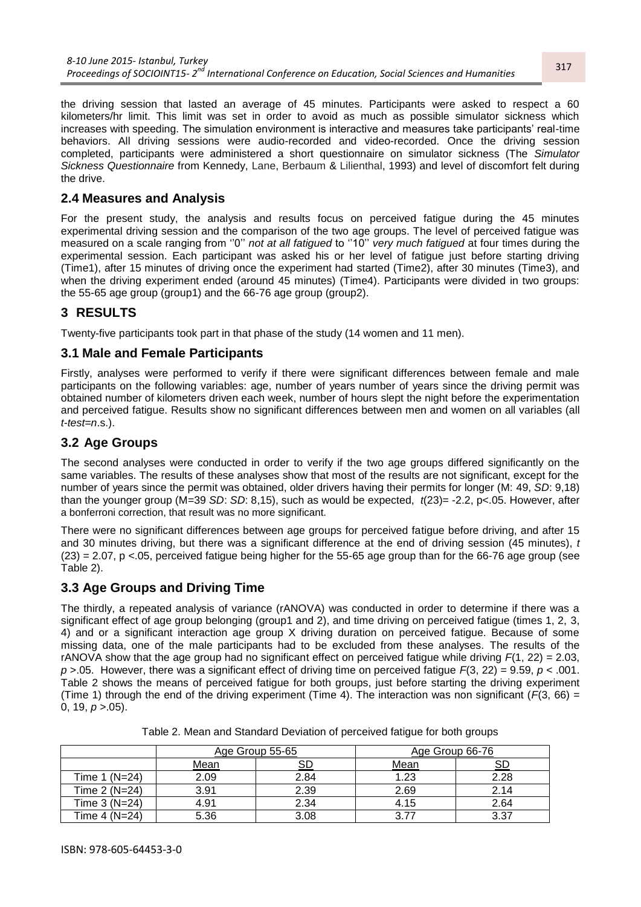the driving session that lasted an average of 45 minutes. Participants were asked to respect a 60 kilometers/hr limit. This limit was set in order to avoid as much as possible simulator sickness which increases with speeding. The simulation environment is interactive and measures take participants' real-time behaviors. All driving sessions were audio-recorded and video-recorded. Once the driving session completed, participants were administered a short questionnaire on simulator sickness (The *Simulator Sickness Questionnaire* from Kennedy, Lane, Berbaum & Lilienthal, 1993) and level of discomfort felt during the drive.

## 2.4 Measures and Analysis

For the present study, the analysis and results focus on perceived fatigue during the 45 minutes experimental driving session and the comparison of the two age groups. The level of perceived fatigue was measured on a scale ranging from ''0'' *not at all fatigued* to ''10'' *very much fatigued* at four times during the experimental session. Each participant was asked his or her level of fatigue just before starting driving (Time1), after 15 minutes of driving once the experiment had started (Time2), after 30 minutes (Time3), and when the driving experiment ended (around 45 minutes) (Time4). Participants were divided in two groups: the 55-65 age group (group1) and the 66-76 age group (group2).

# 3 RESULTS

Twenty-five participants took part in that phase of the study (14 women and 11 men).

## 3.1 Male and Female Participants

Firstly, analyses were performed to verify if there were significant differences between female and male participants on the following variables: age, number of years number of years since the driving permit was obtained number of kilometers driven each week, number of hours slept the night before the experimentation and perceived fatigue. Results show no significant differences between men and women on all variables (all *t-test=n*.s.).

## 3.2 Age Groups

The second analyses were conducted in order to verify if the two age groups differed significantly on the same variables. The results of these analyses show that most of the results are not significant, except for the number of years since the permit was obtained, older drivers having their permits for longer (M: 49, *SD*: 9,18) than the younger group (M=39 *SD*: *SD*: 8,15), such as would be expected, $t(23)= -2.2$, $p<.05$. However, after a bonferroni correction, that result was no more significant.

There were no significant differences between age groups for perceived fatigue before driving, and after 15 and 30 minutes driving, but there was a significant difference at the end of driving session (45 minutes), $t(23) = 2.07$, $p < .05$, perceived fatigue being higher for the 55-65 age group than for the 66-76 age group (see Table 2).

## 3.3 Age Groups and Driving Time

The thirdly, a repeated analysis of variance (rANOVA) was conducted in order to determine if there was a significant effect of age group belonging (group1 and 2), and time driving on perceived fatigue (times 1, 2, 3, 4) and or a significant interaction age group X driving duration on perceived fatigue. Because of some missing data, one of the male participants had to be excluded from these analyses. The results of the rANOVA show that the age group had no significant effect on perceived fatigue while driving $F(1, 22) = 2.03$, $p > .05$. However, there was a significant effect of driving time on perceived fatigue $F(3, 22) = 9.59$, $p < .001$. Table 2 shows the means of perceived fatigue for both groups, just before starting the driving experiment (Time 1) through the end of the driving experiment (Time 4). The interaction was non significant ($F(3, 66) =$ 0, 19, $p > .05$).

Table 2. Mean and Standard Deviation of perceived fatigue for both groups

| | Age Group 55-65 | | Age Group 66-76 | |
|---|---|---|---|---|
| | Mean | SD | Mean | SD |
| Time 1 (N=24) | 2.09 | 2.84 | 1.23 | 2.28 |
| Time 2 (N=24) | 3.91 | 2.39 | 2.69 | 2.14 |
| Time 3 (N=24) | 4.91 | 2.34 | 4.15 | 2.64 |
| Time 4 (N=24) | 5.36 | 3.08 | 3.77 | 3.37 |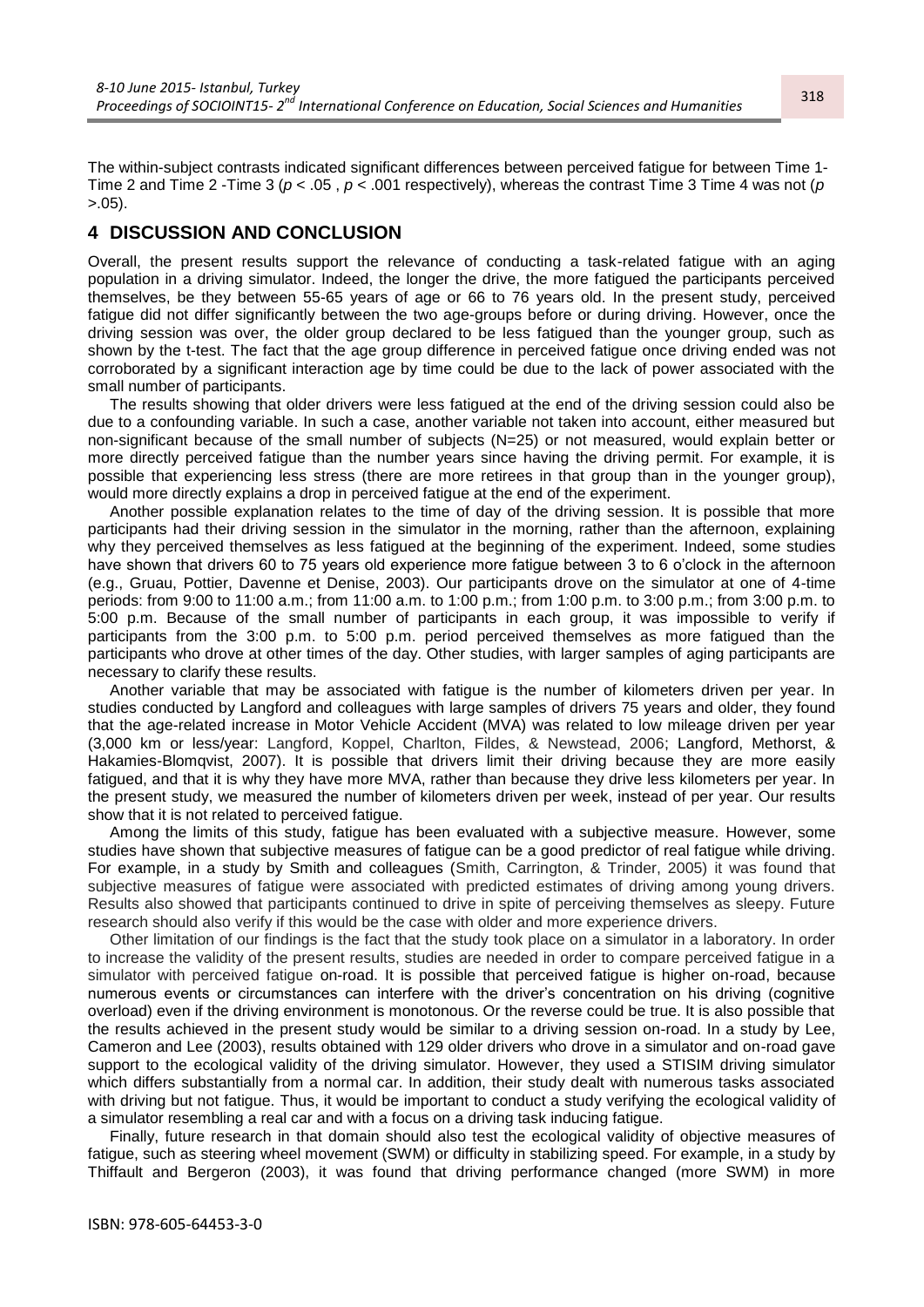The within-subject contrasts indicated significant differences between perceived fatigue for between Time 1-Time 2 and Time 2 -Time 3 ($p < .05$ , $p < .001$ respectively), whereas the contrast Time 3 Time 4 was not ($p > .05$).

## 4 DISCUSSION AND CONCLUSION

Overall, the present results support the relevance of conducting a task-related fatigue with an aging population in a driving simulator. Indeed, the longer the drive, the more fatigued the participants perceived themselves, be they between 55-65 years of age or 66 to 76 years old. In the present study, perceived fatigue did not differ significantly between the two age-groups before or during driving. However, once the driving session was over, the older group declared to be less fatigued than the younger group, such as shown by the t-test. The fact that the age group difference in perceived fatigue once driving ended was not corroborated by a significant interaction age by time could be due to the lack of power associated with the small number of participants.

The results showing that older drivers were less fatigued at the end of the driving session could also be due to a confounding variable. In such a case, another variable not taken into account, either measured but non-significant because of the small number of subjects (N=25) or not measured, would explain better or more directly perceived fatigue than the number years since having the driving permit. For example, it is possible that experiencing less stress (there are more retirees in that group than in the younger group), would more directly explains a drop in perceived fatigue at the end of the experiment.

Another possible explanation relates to the time of day of the driving session. It is possible that more participants had their driving session in the simulator in the morning, rather than the afternoon, explaining why they perceived themselves as less fatigued at the beginning of the experiment. Indeed, some studies have shown that drivers 60 to 75 years old experience more fatigue between 3 to 6 o'clock in the afternoon (e.g., Gruau, Pottier, Davenne et Denise, 2003). Our participants drove on the simulator at one of 4-time periods: from 9:00 to 11:00 a.m.; from 11:00 a.m. to 1:00 p.m.; from 1:00 p.m. to 3:00 p.m.; from 3:00 p.m. to 5:00 p.m. Because of the small number of participants in each group, it was impossible to verify if participants from the 3:00 p.m. to 5:00 p.m. period perceived themselves as more fatigued than the participants who drove at other times of the day. Other studies, with larger samples of aging participants are necessary to clarify these results.

Another variable that may be associated with fatigue is the number of kilometers driven per year. In studies conducted by Langford and colleagues with large samples of drivers 75 years and older, they found that the age-related increase in Motor Vehicle Accident (MVA) was related to low mileage driven per year (3,000 km or less/year: Langford, Koppel, Charlton, Fildes, & Newstead, 2006; Langford, Methorst, & Hakamies-Blomqvist, 2007). It is possible that drivers limit their driving because they are more easily fatigued, and that it is why they have more MVA, rather than because they drive less kilometers per year. In the present study, we measured the number of kilometers driven per week, instead of per year. Our results show that it is not related to perceived fatigue.

Among the limits of this study, fatigue has been evaluated with a subjective measure. However, some studies have shown that subjective measures of fatigue can be a good predictor of real fatigue while driving. For example, in a study by Smith and colleagues (Smith, Carrington, & Trinder, 2005) it was found that subjective measures of fatigue were associated with predicted estimates of driving among young drivers. Results also showed that participants continued to drive in spite of perceiving themselves as sleepy. Future research should also verify if this would be the case with older and more experience drivers.

Other limitation of our findings is the fact that the study took place on a simulator in a laboratory. In order to increase the validity of the present results, studies are needed in order to compare perceived fatigue in a simulator with perceived fatigue on-road. It is possible that perceived fatigue is higher on-road, because numerous events or circumstances can interfere with the driver's concentration on his driving (cognitive overload) even if the driving environment is monotonous. Or the reverse could be true. It is also possible that the results achieved in the present study would be similar to a driving session on-road. In a study by Lee, Cameron and Lee (2003), results obtained with 129 older drivers who drove in a simulator and on-road gave support to the ecological validity of the driving simulator. However, they used a STISIM driving simulator which differs substantially from a normal car. In addition, their study dealt with numerous tasks associated with driving but not fatigue. Thus, it would be important to conduct a study verifying the ecological validity of a simulator resembling a real car and with a focus on a driving task inducing fatigue.

Finally, future research in that domain should also test the ecological validity of objective measures of fatigue, such as steering wheel movement (SWM) or difficulty in stabilizing speed. For example, in a study by Thiffault and Bergeron (2003), it was found that driving performance changed (more SWM) in more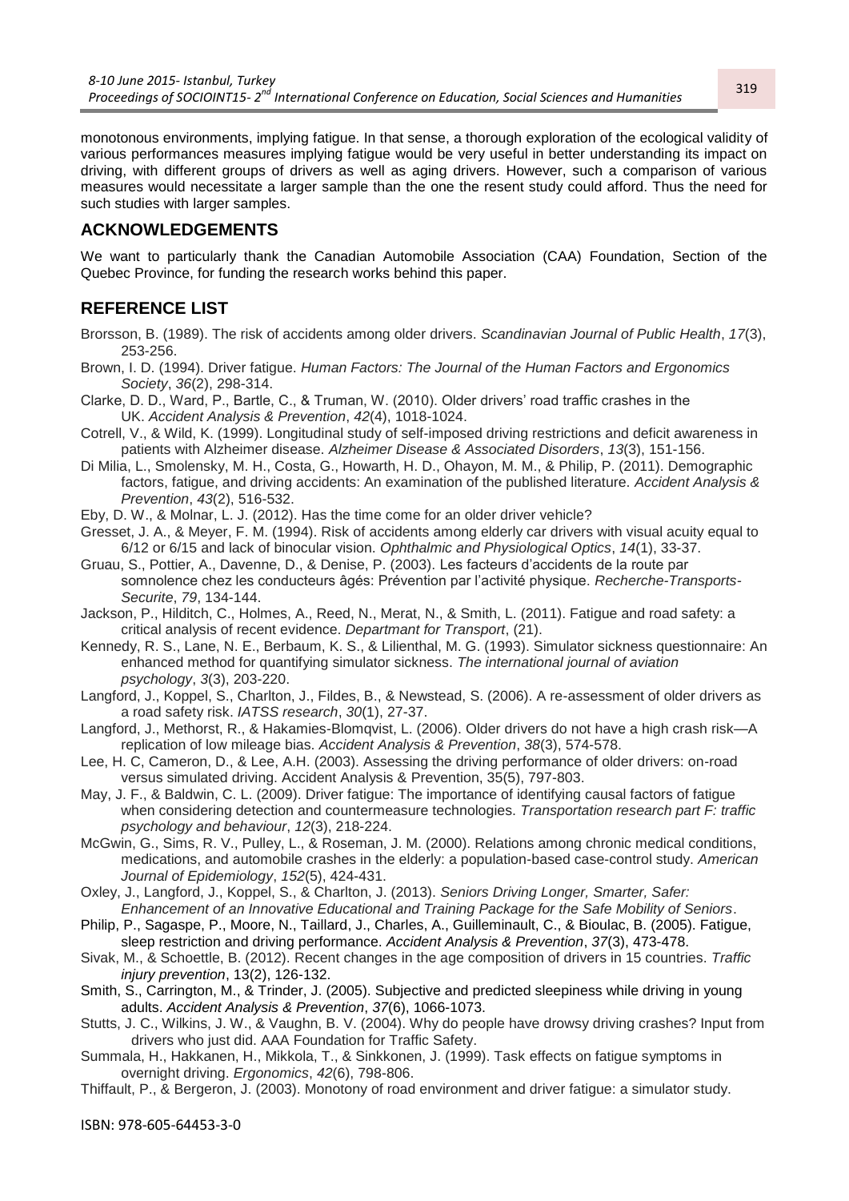monotonous environments, implying fatigue. In that sense, a thorough exploration of the ecological validity of various performances measures implying fatigue would be very useful in better understanding its impact on driving, with different groups of drivers as well as aging drivers. However, such a comparison of various measures would necessitate a larger sample than the one the resent study could afford. Thus the need for such studies with larger samples.

## ACKNOWLEDGEMENTS

We want to particularly thank the Canadian Automobile Association (CAA) Foundation, Section of the Quebec Province, for funding the research works behind this paper.

## REFERENCE LIST

Brorsson, B. (1989). The risk of accidents among older drivers. *Scandinavian Journal of Public Health*, *17*(3), 253-256.

Brown, I. D. (1994). Driver fatigue. *Human Factors: The Journal of the Human Factors and Ergonomics Society*, *36*(2), 298-314.

Clarke, D. D., Ward, P., Bartle, C., & Truman, W. (2010). Older drivers' road traffic crashes in the UK. *Accident Analysis & Prevention*, *42*(4), 1018-1024.

Cotrell, V., & Wild, K. (1999). Longitudinal study of self-imposed driving restrictions and deficit awareness in patients with Alzheimer disease. *Alzheimer Disease & Associated Disorders*, *13*(3), 151-156.

Di Milia, L., Smolensky, M. H., Costa, G., Howarth, H. D., Ohayon, M. M., & Philip, P. (2011). Demographic factors, fatigue, and driving accidents: An examination of the published literature. *Accident Analysis & Prevention*, *43*(2), 516-532.

Eby, D. W., & Molnar, L. J. (2012). Has the time come for an older driver vehicle?

Gresset, J. A., & Meyer, F. M. (1994). Risk of accidents among elderly car drivers with visual acuity equal to 6/12 or 6/15 and lack of binocular vision. *Ophthalmic and Physiological Optics*, *14*(1), 33-37.

Gruau, S., Pottier, A., Davenne, D., & Denise, P. (2003). Les facteurs d'accidents de la route par somnolence chez les conducteurs âgés: Prévention par l'activité physique. *Recherche-Transports-Securite*, *79*, 134-144.

Jackson, P., Hilditch, C., Holmes, A., Reed, N., Merat, N., & Smith, L. (2011). Fatigue and road safety: a critical analysis of recent evidence. *Departmant for Transport*, (21).

Kennedy, R. S., Lane, N. E., Berbaum, K. S., & Lilienthal, M. G. (1993). Simulator sickness questionnaire: An enhanced method for quantifying simulator sickness. *The international journal of aviation psychology*, *3*(3), 203-220.

Langford, J., Koppel, S., Charlton, J., Fildes, B., & Newstead, S. (2006). A re-assessment of older drivers as a road safety risk. *IATSS research*, *30*(1), 27-37.

Langford, J., Methorst, R., & Hakamies-Blomqvist, L. (2006). Older drivers do not have a high crash risk—A replication of low mileage bias. *Accident Analysis & Prevention*, *38*(3), 574-578.

Lee, H. C, Cameron, D., & Lee, A.H. (2003). Assessing the driving performance of older drivers: on-road versus simulated driving. Accident Analysis & Prevention, 35(5), 797-803.

May, J. F., & Baldwin, C. L. (2009). Driver fatigue: The importance of identifying causal factors of fatigue when considering detection and countermeasure technologies. *Transportation research part F: traffic psychology and behaviour*, *12*(3), 218-224.

McGwin, G., Sims, R. V., Pulley, L., & Roseman, J. M. (2000). Relations among chronic medical conditions, medications, and automobile crashes in the elderly: a population-based case-control study. *American Journal of Epidemiology*, *152*(5), 424-431.

Oxley, J., Langford, J., Koppel, S., & Charlton, J. (2013). *Seniors Driving Longer, Smarter, Safer: Enhancement of an Innovative Educational and Training Package for the Safe Mobility of Seniors*.

Philip, P., Sagaspe, P., Moore, N., Taillard, J., Charles, A., Guilleminault, C., & Bioulac, B. (2005). Fatigue, sleep restriction and driving performance. *Accident Analysis & Prevention*, *37*(3), 473-478.

Sivak, M., & Schoettle, B. (2012). Recent changes in the age composition of drivers in 15 countries. *Traffic injury prevention*, 13(2), 126-132.

Smith, S., Carrington, M., & Trinder, J. (2005). Subjective and predicted sleepiness while driving in young adults. *Accident Analysis & Prevention*, *37*(6), 1066-1073.

Stutts, J. C., Wilkins, J. W., & Vaughn, B. V. (2004). Why do people have drowsy driving crashes? Input from drivers who just did. AAA Foundation for Traffic Safety.

Summala, H., Hakkanen, H., Mikkola, T., & Sinkkonen, J. (1999). Task effects on fatigue symptoms in overnight driving. *Ergonomics*, *42*(6), 798-806.

Thiffault, P., & Bergeron, J. (2003). Monotony of road environment and driver fatigue: a simulator study.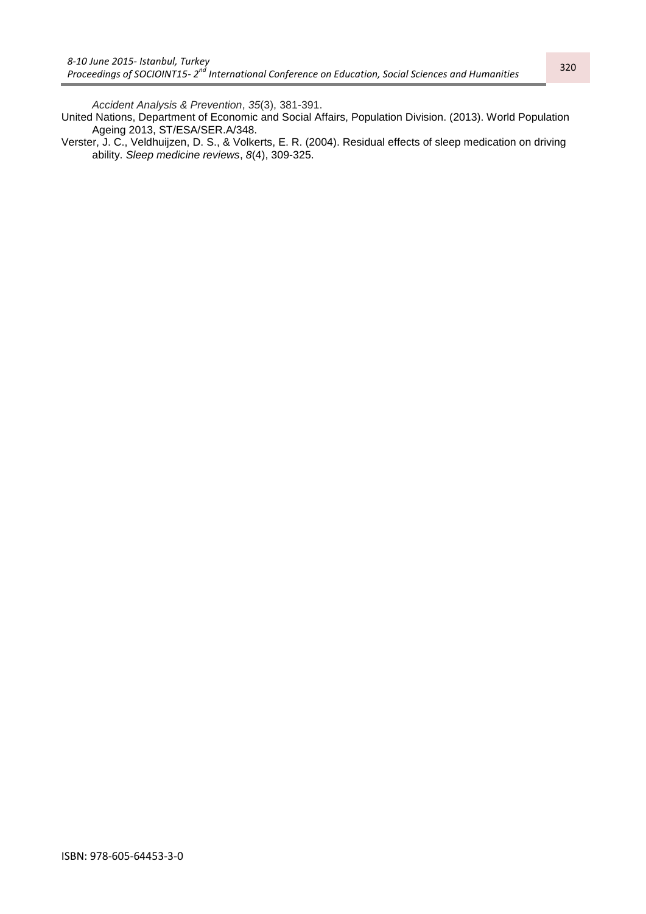*Accident Analysis & Prevention*, *35*(3), 381-391.

United Nations, Department of Economic and Social Affairs, Population Division. (2013). World Population Ageing 2013, ST/ESA/SER.A/348.

Verster, J. C., Veldhuijzen, D. S., & Volkerts, E. R. (2004). Residual effects of sleep medication on driving ability. *Sleep medicine reviews*, *8*(4), 309-325.